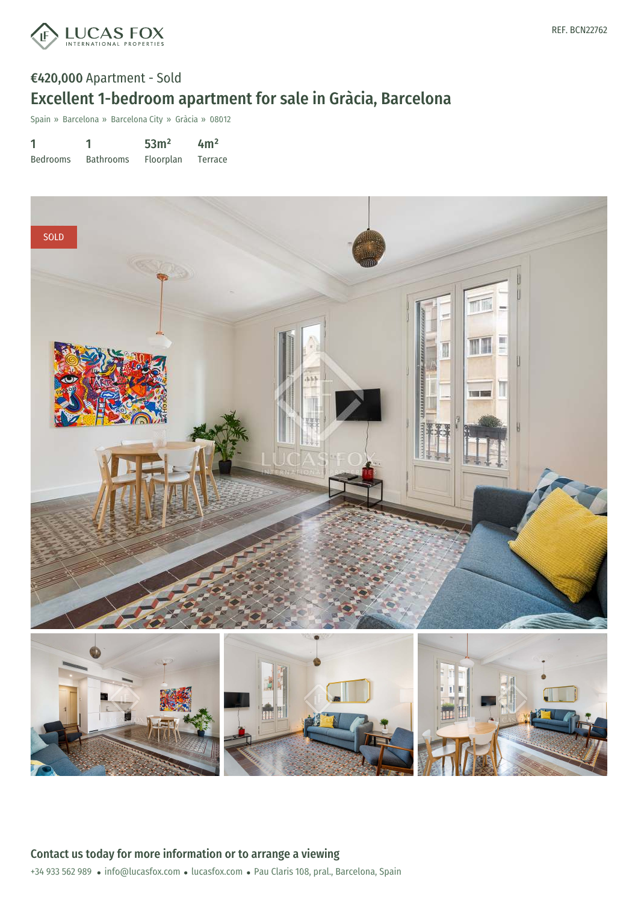REF. BCN22762

**€420,000** Apartment - Sold

# Excellent 1-bedroom apartment for sale in Gràcia, Barcelona

Spain » Barcelona » Barcelona City » Gràcia » 08012

| 1 | 1 | 53m² | 4m² |
|---|---|---|---|
| Bedrooms | Bathrooms | Floorplan | Terrace |

SOLD

## Contact us today for more information or to arrange a viewing

+34 933 562 989 • info@lucasfox.com • lucasfox.com • Pau Claris 108, pral., Barcelona, Spain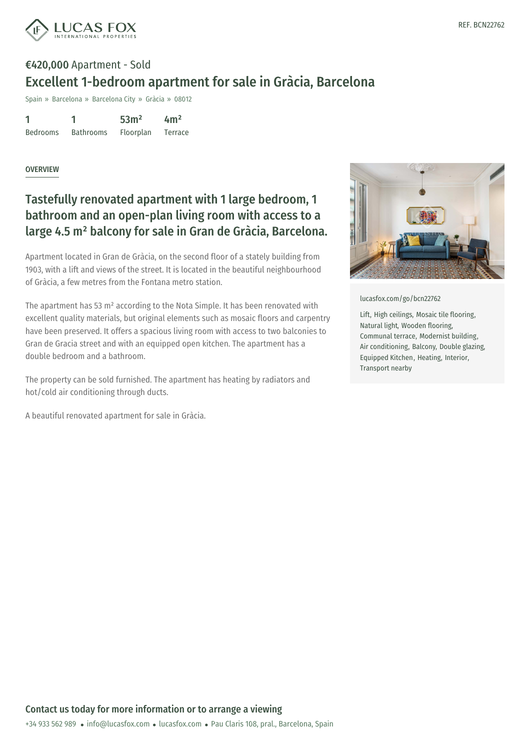REF. BCN22762

**€420,000** Apartment - Sold

# Excellent 1-bedroom apartment for sale in Gràcia, Barcelona

Spain » Barcelona » Barcelona City » Gràcia » 08012

| 1 | 1 | 53m² | 4m² |
|---|---|---|---|
| Bedrooms | Bathrooms | Floorplan | Terrace |

## OVERVIEW

## Tastefully renovated apartment with 1 large bedroom, 1 bathroom and an open-plan living room with access to a large 4.5 m² balcony for sale in Gran de Gràcia, Barcelona.

Apartment located in Gran de Gràcia, on the second floor of a stately building from 1903, with a lift and views of the street. It is located in the beautiful neighbourhood of Gràcia, a few metres from the Fontana metro station.

The apartment has 53 m² according to the Nota Simple. It has been renovated with excellent quality materials, but original elements such as mosaic floors and carpentry have been preserved. It offers a spacious living room with access to two balconies to Gran de Gracia street and with an equipped open kitchen. The apartment has a double bedroom and a bathroom.

The property can be sold furnished. The apartment has heating by radiators and hot/cold air conditioning through ducts.

A beautiful renovated apartment for sale in Gràcia.

lucasfox.com/go/bcn22762

Lift, High ceilings, Mosaic tile flooring, Natural light, Wooden flooring, Communal terrace, Modernist building, Air conditioning, Balcony, Double glazing, Equipped Kitchen, Heating, Interior, Transport nearby

### Contact us today for more information or to arrange a viewing

+34 933 562 989 • info@lucasfox.com • lucasfox.com • Pau Claris 108, pral., Barcelona, Spain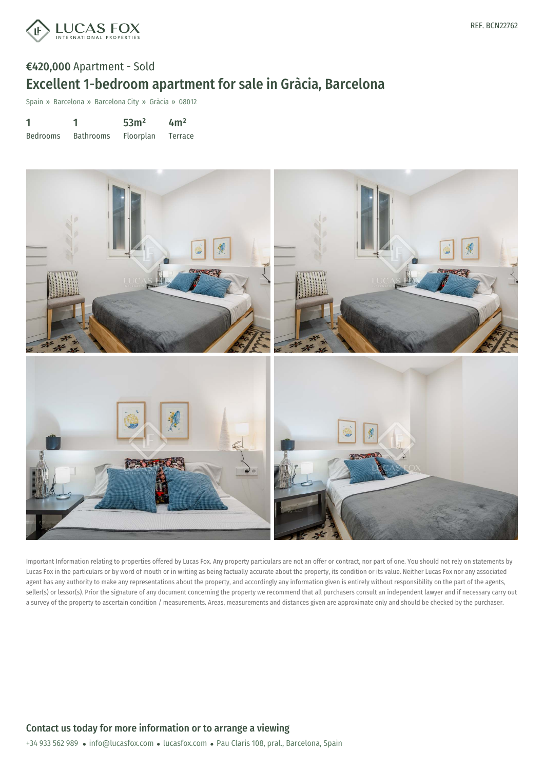REF. BCN22762

**€420,000** Apartment - Sold

# Excellent 1-bedroom apartment for sale in Gràcia, Barcelona

Spain » Barcelona » Barcelona City » Gràcia » 08012

| 1 | 1 | 53m² | 4m² |
|---|---|---|---|
| Bedrooms | Bathrooms | Floorplan | Terrace |

Important Information relating to properties offered by Lucas Fox. Any property particulars are not an offer or contract, nor part of one. You should not rely on statements by Lucas Fox in the particulars or by word of mouth or in writing as being factually accurate about the property, its condition or its value. Neither Lucas Fox nor any associated agent has any authority to make any representations about the property, and accordingly any information given is entirely without responsibility on the part of the agents, seller(s) or lessor(s). Prior the signature of any document concerning the property we recommend that all purchasers consult an independent lawyer and if necessary carry out a survey of the property to ascertain condition / measurements. Areas, measurements and distances given are approximate only and should be checked by the purchaser.

## Contact us today for more information or to arrange a viewing

+34 933 562 989 • info@lucasfox.com • lucasfox.com • Pau Claris 108, pral., Barcelona, Spain